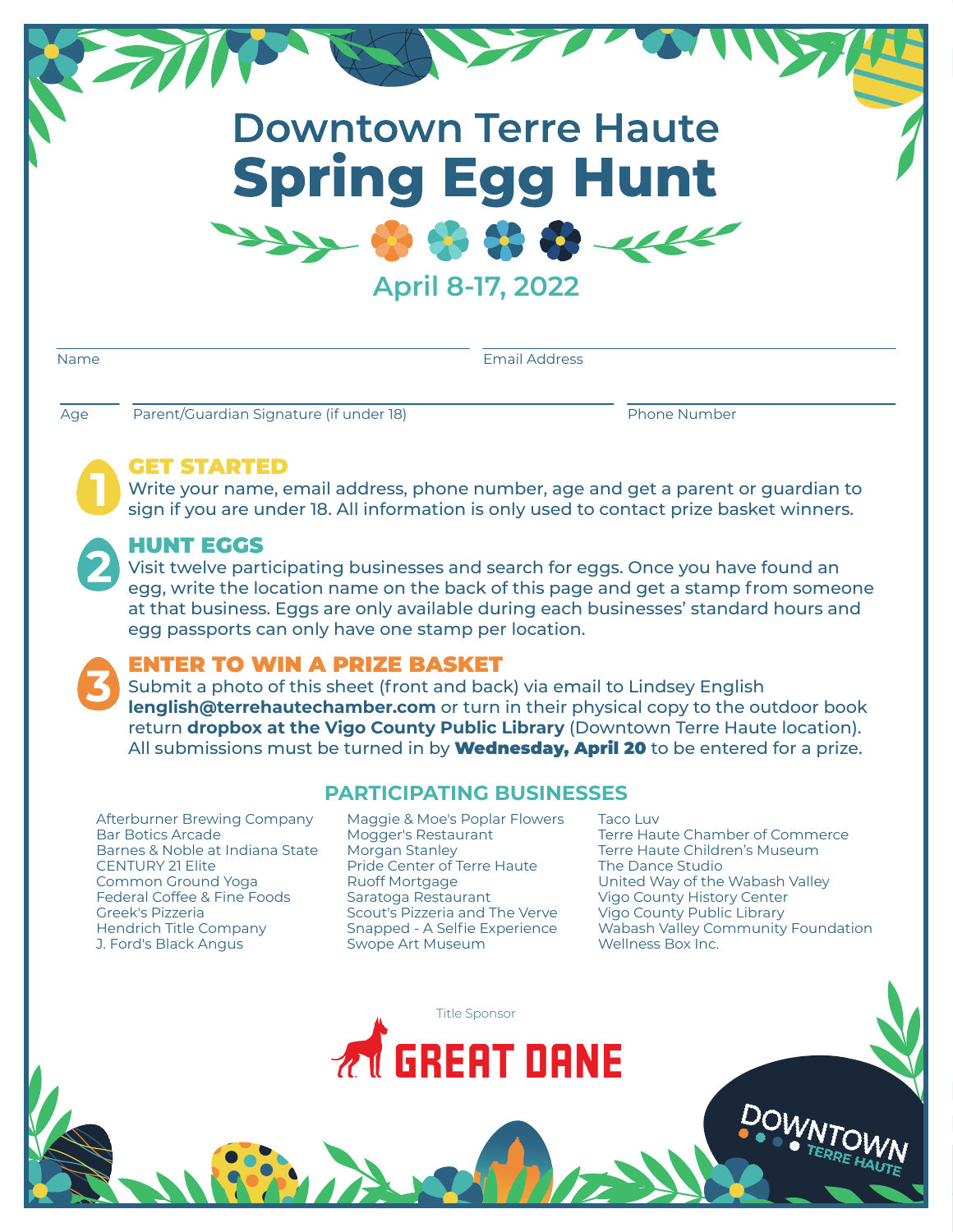# Downtown Terre Haute
# Spring Egg Hunt

April 8-17, 2022

Name

Email Address

Age

Parent/Guardian Signature (if under 18)

Phone Number

## 1 GET STARTED

Write your name, email address, phone number, age and get a parent or guardian to sign if you are under 18. All information is only used to contact prize basket winners.

## 2 HUNT EGGS

Visit twelve participating businesses and search for eggs. Once you have found an egg, write the location name on the back of this page and get a stamp from someone at that business. Eggs are only available during each businesses' standard hours and egg passports can only have one stamp per location.

## 3 ENTER TO WIN A PRIZE BASKET

Submit a photo of this sheet (front and back) via email to Lindsey English **lenglish@terrehautechamber.com** or turn in their physical copy to the outdoor book return **dropbox at the Vigo County Public Library** (Downtown Terre Haute location). All submissions must be turned in by **Wednesday, April 20** to be entered for a prize.

## PARTICIPATING BUSINESSES

- Afterburner Brewing Company
- Bar Botics Arcade
- Barnes & Noble at Indiana State
- CENTURY 21 Elite
- Common Ground Yoga
- Federal Coffee & Fine Foods
- Greek's Pizzeria
- Hendrich Title Company
- J. Ford's Black Angus
- Maggie & Moe's Poplar Flowers
- Mogger's Restaurant
- Morgan Stanley
- Pride Center of Terre Haute
- Ruoff Mortgage
- Saratoga Restaurant
- Scout's Pizzeria and The Verve
- Snapped - A Selfie Experience
- Swope Art Museum
- Taco Luv
- Terre Haute Chamber of Commerce
- Terre Haute Children's Museum
- The Dance Studio
- United Way of the Wabash Valley
- Vigo County History Center
- Vigo County Public Library
- Wabash Valley Community Foundation
- Wellness Box Inc.

Title Sponsor

GREAT DANE

DOWNTOWN TERRE HAUTE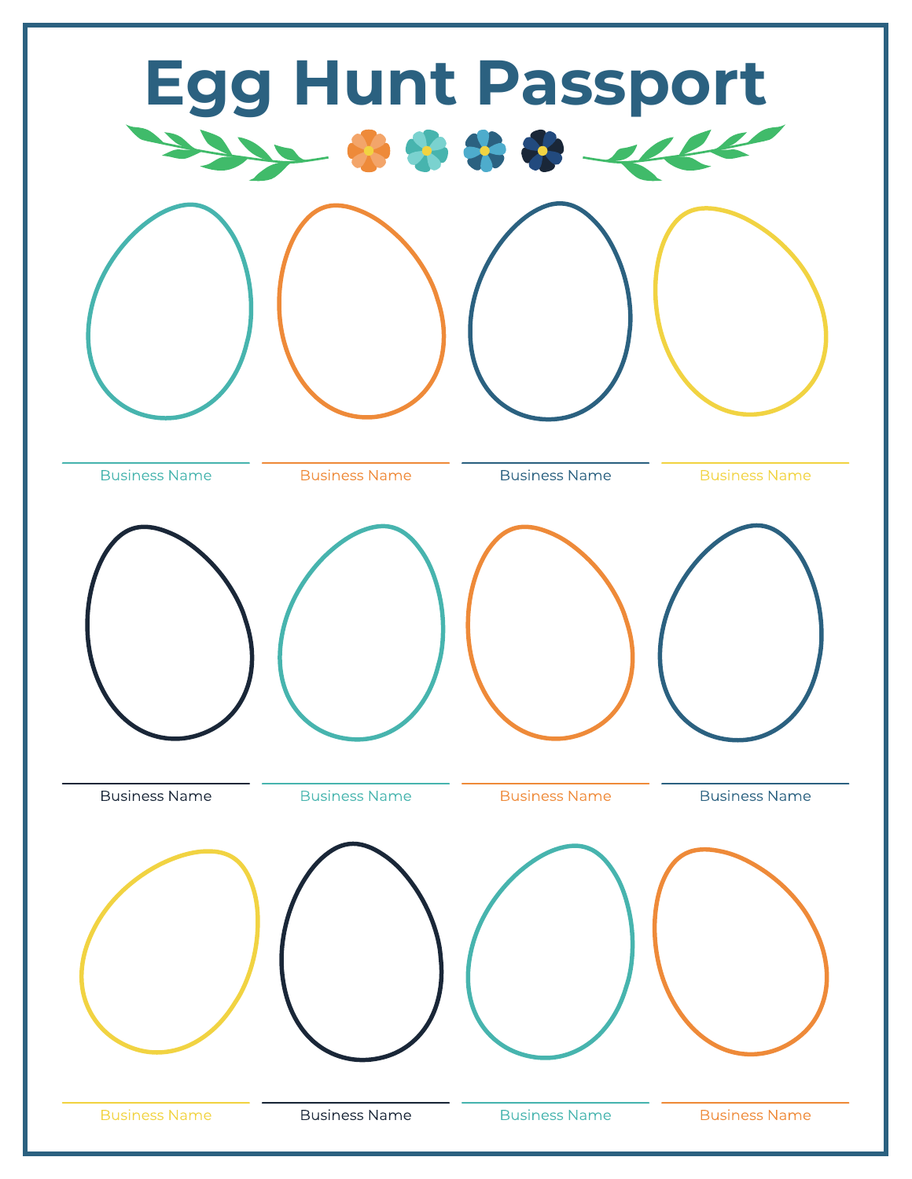# Egg Hunt Passport

Business Name

Business Name

Business Name

Business Name

Business Name

Business Name

Business Name

Business Name

Business Name

Business Name

Business Name

Business Name